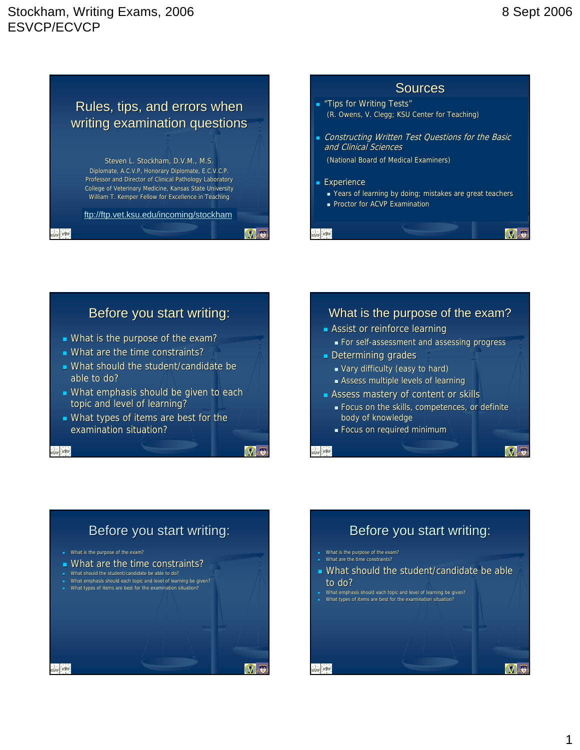## Rules, tips, and errors when writing examination questions

Steven L. Stockham, D.V.M., M.S.
Diplomate, A.C.V.P, Honorary Diplomate, E.C.V.C.P.
Professor and Director of Clinical Pathology Laboratory
College of Veterinary Medicine, Kansas State University
William T. Kemper Fellow for Excellence in Teaching

ftp://ftp.vet.ksu.edu/incoming/stockham

## Sources

- "Tips for Writing Tests"
  (R. Owens, V. Clegg; KSU Center for Teaching)
- *Constructing Written Test Questions for the Basic and Clinical Sciences*
  (National Board of Medical Examiners)
- Experience
  - Years of learning by doing; mistakes are great teachers
  - Proctor for ACVP Examination

## Before you start writing:

- What is the purpose of the exam?
- What are the time constraints?
- What should the student/candidate be able to do?
- What emphasis should be given to each topic and level of learning?
- What types of items are best for the examination situation?

## What is the purpose of the exam?

- Assist or reinforce learning
  - For self-assessment and assessing progress
- Determining grades
  - Vary difficulty (easy to hard)
  - Assess multiple levels of learning
- Assess mastery of content or skills
  - Focus on the skills, competences, or definite body of knowledge
  - Focus on required minimum

## Before you start writing:

- What is the purpose of the exam?
- **What are the time constraints?**
- What should the student/candidate be able to do?
- What emphasis should each topic and level of learning be given?
- What types of items are best for the examination situation?

## Before you start writing:

- What is the purpose of the exam?
- What are the time constraints?
- **What should the student/candidate be able to do?**
- What emphasis should each topic and level of learning be given?
- What types of items are best for the examination situation?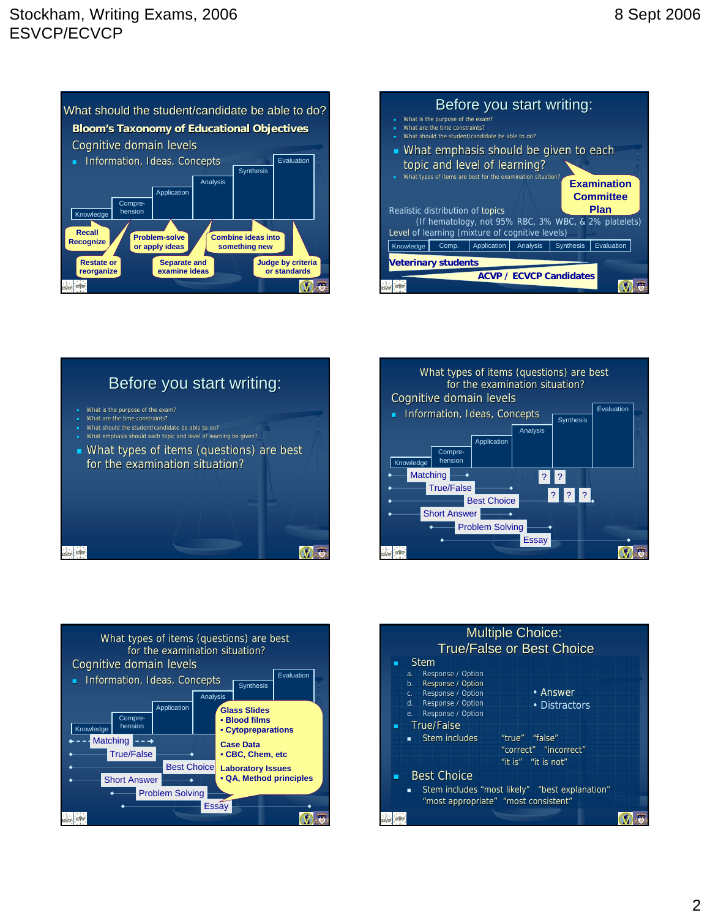## What should the student/candidate be able to do?

**Bloom's Taxonomy of Educational Objectives**

Cognitive domain levels

- Information, Ideas, Concepts

Knowledge | Compre-hension | Application | Analysis | Synthesis | Evaluation

- Recall / Recognize
- Restate or reorganize
- Problem-solve or apply ideas
- Separate and examine ideas
- Combine ideas into something new
- Judge by criteria or standards

## Before you start writing:

- What is the purpose of the exam?
- What are the time constraints?
- What should the student/candidate be able to do?
- What emphasis should be given to each topic and level of learning?
- What types of items are best for the examination situation?

**Examination Committee Plan**

Realistic distribution of topics
(If hematology, not 95% RBC, 3% WBC, & 2% platelets)
Level of learning (mixture of cognitive levels)

Knowledge | Comp. | Application | Analysis | Synthesis | Evaluation

**Veterinary students**

**ACVP / ECVCP Candidates**

## Before you start writing:

- What is the purpose of the exam?
- What are the time constraints?
- What should the student/candidate be able to do?
- What emphasis should each topic and level of learning be given?
- What types of items (questions) are best for the examination situation?

## What types of items (questions) are best for the examination situation?

Cognitive domain levels

- Information, Ideas, Concepts

Knowledge | Compre-hension | Application | Analysis | Synthesis | Evaluation

- Matching
- True/False
- Best Choice
- Short Answer
- Problem Solving
- Essay

? ? ? ? ?

## What types of items (questions) are best for the examination situation?

Cognitive domain levels

- Information, Ideas, Concepts

Knowledge | Compre-hension | Application | Analysis | Synthesis | Evaluation

- Matching
- True/False
- Best Choice
- Short Answer
- Problem Solving
- Essay

**Glass Slides**
- **Blood films**
- **Cytopreparations**

**Case Data**
- **CBC, Chem, etc**

**Laboratory Issues**
- **QA, Method principles**

## Multiple Choice: True/False or Best Choice

- Stem
  - a. Response / Option
  - b. Response / Option
  - c. Response / Option
  - d. Response / Option
  - e. Response / Option

  • Answer
  • Distractors

- True/False
  - Stem includes "true" "false" "correct" "incorrect" "it is" "it is not"
- Best Choice
  - Stem includes "most likely" "best explanation" "most appropriate" "most consistent"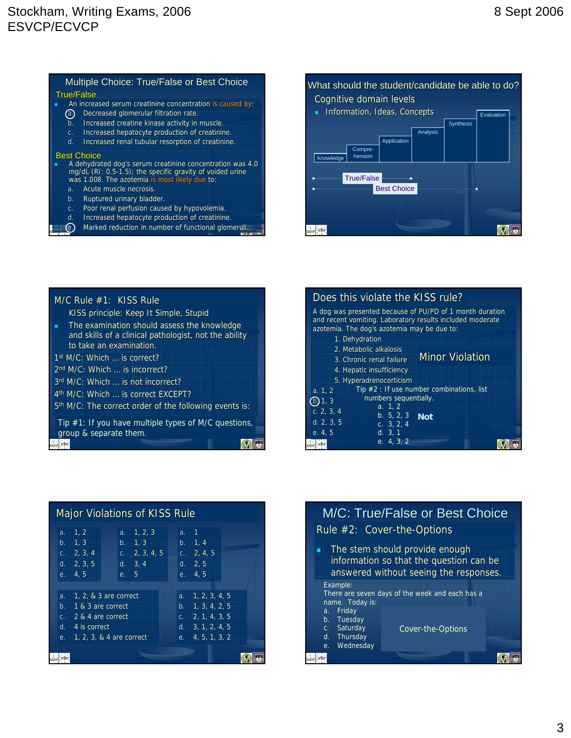## Multiple Choice: True/False or Best Choice

**True/False**

- An increased serum creatinine concentration is caused by:
  - (a.) Decreased glomerular filtration rate.
  - b. Increased creatine kinase activity in muscle.
  - c. Increased hepatocyte production of creatinine.
  - d. Increased renal tubular resorption of creatinine.

**Best Choice**

- A dehydrated dog's serum creatinine concentration was 4.0 mg/dL (RI: 0.5-1.5); the specific gravity of voided urine was 1.008. The azotemia is most likely due to:
  - a. Acute muscle necrosis.
  - b. Ruptured urinary bladder.
  - c. Poor renal perfusion caused by hypovolemia.
  - d. Increased hepatocyte production of creatinine.
  - (e.) Marked reduction in number of functional glomeruli.

## What should the student/candidate be able to do?

Cognitive domain levels

- Information, Ideas, Concepts

Knowledge → Compre-hension → Application → Analysis → Synthesis → Evaluation

True/False

Best Choice

## M/C Rule #1: KISS Rule

KISS principle: Keep It Simple, Stupid

- The examination should assess the knowledge and skills of a clinical pathologist, not the ability to take an examination.

1st M/C: Which … is correct?

2nd M/C: Which … is incorrect?

3rd M/C: Which … is not incorrect?

4th M/C: Which … is correct EXCEPT?

5th M/C: The correct order of the following events is:

Tip #1: If you have multiple types of M/C questions, group & separate them.

## Does this violate the KISS rule?

A dog was presented because of PU/PD of 1 month duration and recent vomiting. Laboratory results included moderate azotemia. The dog's azotemia may be due to:

1. Dehydration
2. Metabolic alkalosis
3. Chronic renal failure
4. Hepatic insufficiency
5. Hyperadrenocorticism

Minor Violation

a. 1, 2
(b.) 1, 3
c. 2, 3, 4
d. 2, 3, 5
e. 4, 5

Tip #2 : If use number combinations, list numbers sequentially.

a. 1, 2
b. 5, 2, 3
c. 3, 2, 4
d. 3, 1
e. 4, 3, 2

**Not**

## Major Violations of KISS Rule

a. 1, 2
b. 1, 3
c. 2, 3, 4
d. 2, 3, 5
e. 4, 5

a. 1, 2, 3
b. 1, 3
c. 2, 3, 4, 5
d. 3, 4
e. 5

a. 1
b. 1, 4
c. 2, 4, 5
d. 2, 5
e. 4, 5

a. 1, 2, & 3 are correct
b. 1 & 3 are correct
c. 2 & 4 are correct
d. 4 is correct
e. 1, 2, 3, & 4 are correct

a. 1, 2, 3, 4, 5
b. 1, 3, 4, 2, 5
c. 2, 1, 4, 3, 5
d. 3, 1, 2, 4, 5
e. 4, 5, 1, 3, 2

## M/C: True/False or Best Choice

### Rule #2: Cover-the-Options

- The stem should provide enough information so that the question can be answered without seeing the responses.

Example:
There are seven days of the week and each has a name. Today is:

a. Friday
b. Tuesday
c. Saturday
d. Thursday
e. Wednesday

Cover-the-Options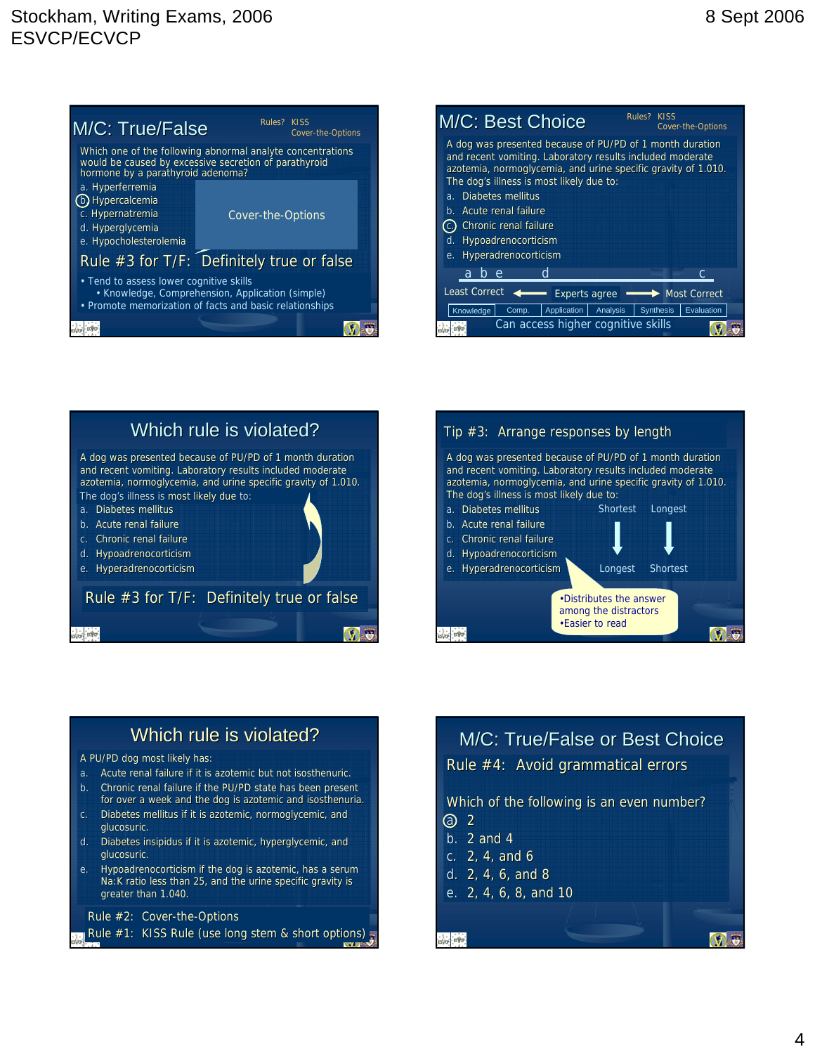## M/C: True/False

Rules? KISS
Cover-the-Options

Which one of the following abnormal analyte concentrations would be caused by excessive secretion of parathyroid hormone by a parathyroid adenoma?

a. Hyperferremia
ⓑ Hypercalcemia
c. Hypernatremia
d. Hyperglycemia
e. Hypocholesterolemia

Cover-the-Options

### Rule #3 for T/F: Definitely true or false

- Tend to assess lower cognitive skills
  - Knowledge, Comprehension, Application (simple)
- Promote memorization of facts and basic relationships

## M/C: Best Choice

Rules? KISS
Cover-the-Options

A dog was presented because of PU/PD of 1 month duration and recent vomiting. Laboratory results included moderate azotemia, normoglycemia, and urine specific gravity of 1.010. The dog's illness is most likely due to:

a. Diabetes mellitus
b. Acute renal failure
ⓒ Chronic renal failure
d. Hypoadrenocorticism
e. Hyperadrenocorticism

a b e — d — c

Least Correct ← Experts agree → Most Correct

| Knowledge | Comp. | Application | Analysis | Synthesis | Evaluation |
|---|---|---|---|---|---|

Can access higher cognitive skills

## Which rule is violated?

A dog was presented because of PU/PD of 1 month duration and recent vomiting. Laboratory results included moderate azotemia, normoglycemia, and urine specific gravity of 1.010. The dog's illness is most likely due to:

a. Diabetes mellitus
b. Acute renal failure
c. Chronic renal failure
d. Hypoadrenocorticism
e. Hyperadrenocorticism

### Rule #3 for T/F: Definitely true or false

## Tip #3: Arrange responses by length

A dog was presented because of PU/PD of 1 month duration and recent vomiting. Laboratory results included moderate azotemia, normoglycemia, and urine specific gravity of 1.010. The dog's illness is most likely due to:

a. Diabetes mellitus
b. Acute renal failure
c. Chronic renal failure
d. Hypoadrenocorticism
e. Hyperadrenocorticism

Shortest → Longest
Longest → Shortest

- Distributes the answer among the distractors
- Easier to read

## Which rule is violated?

A PU/PD dog most likely has:

a. Acute renal failure if it is azotemic but not isosthenuric.
b. Chronic renal failure if the PU/PD state has been present for over a week and the dog is azotemic and isosthenuria.
c. Diabetes mellitus if it is azotemic, normoglycemic, and glucosuric.
d. Diabetes insipidus if it is azotemic, hyperglycemic, and glucosuric.
e. Hypoadrenocorticism if the dog is azotemic, has a serum Na:K ratio less than 25, and the urine specific gravity is greater than 1.040.

Rule #2: Cover-the-Options
Rule #1: KISS Rule (use long stem & short options)

## M/C: True/False or Best Choice

### Rule #4: Avoid grammatical errors

Which of the following is an even number?

ⓐ 2
b. 2 and 4
c. 2, 4, and 6
d. 2, 4, 6, and 8
e. 2, 4, 6, 8, and 10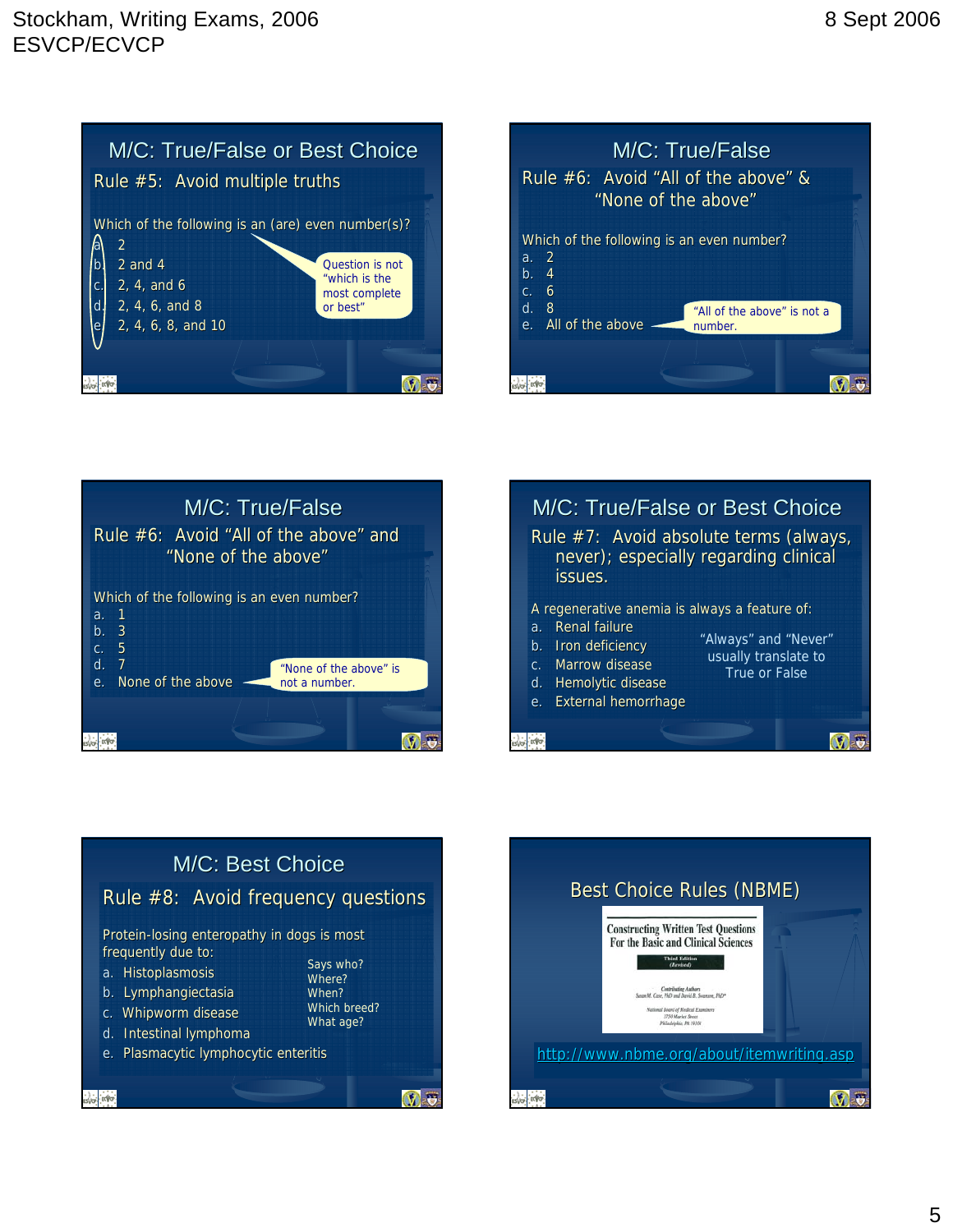## M/C: True/False or Best Choice

### Rule #5: Avoid multiple truths

Which of the following is an (are) even number(s)?

a. 2
b. 2 and 4
c. 2, 4, and 6
d. 2, 4, 6, and 8
e. 2, 4, 6, 8, and 10

Question is not "which is the most complete or best"

## M/C: True/False

### Rule #6: Avoid "All of the above" & "None of the above"

Which of the following is an even number?

a. 2
b. 4
c. 6
d. 8
e. All of the above

"All of the above" is not a number.

## M/C: True/False

### Rule #6: Avoid "All of the above" and "None of the above"

Which of the following is an even number?

a. 1
b. 3
c. 5
d. 7
e. None of the above

"None of the above" is not a number.

## M/C: True/False or Best Choice

### Rule #7: Avoid absolute terms (always, never); especially regarding clinical issues.

A regenerative anemia is always a feature of:

a. Renal failure
b. Iron deficiency
c. Marrow disease
d. Hemolytic disease
e. External hemorrhage

"Always" and "Never" usually translate to True or False

## M/C: Best Choice

### Rule #8: Avoid frequency questions

Protein-losing enteropathy in dogs is most frequently due to:

a. Histoplasmosis
b. Lymphangiectasia
c. Whipworm disease
d. Intestinal lymphoma
e. Plasmacytic lymphocytic enteritis

Says who?
Where?
When?
Which breed?
What age?

## Best Choice Rules (NBME)

Constructing Written Test Questions For the Basic and Clinical Sciences
Third Edition (Revised)

Contributing Authors
Susan M. Case, PhD and David B. Swanson, PhD
National Board of Medical Examiners
3750 Market Street
Philadelphia, PA 19104

http://www.nbme.org/about/itemwriting.asp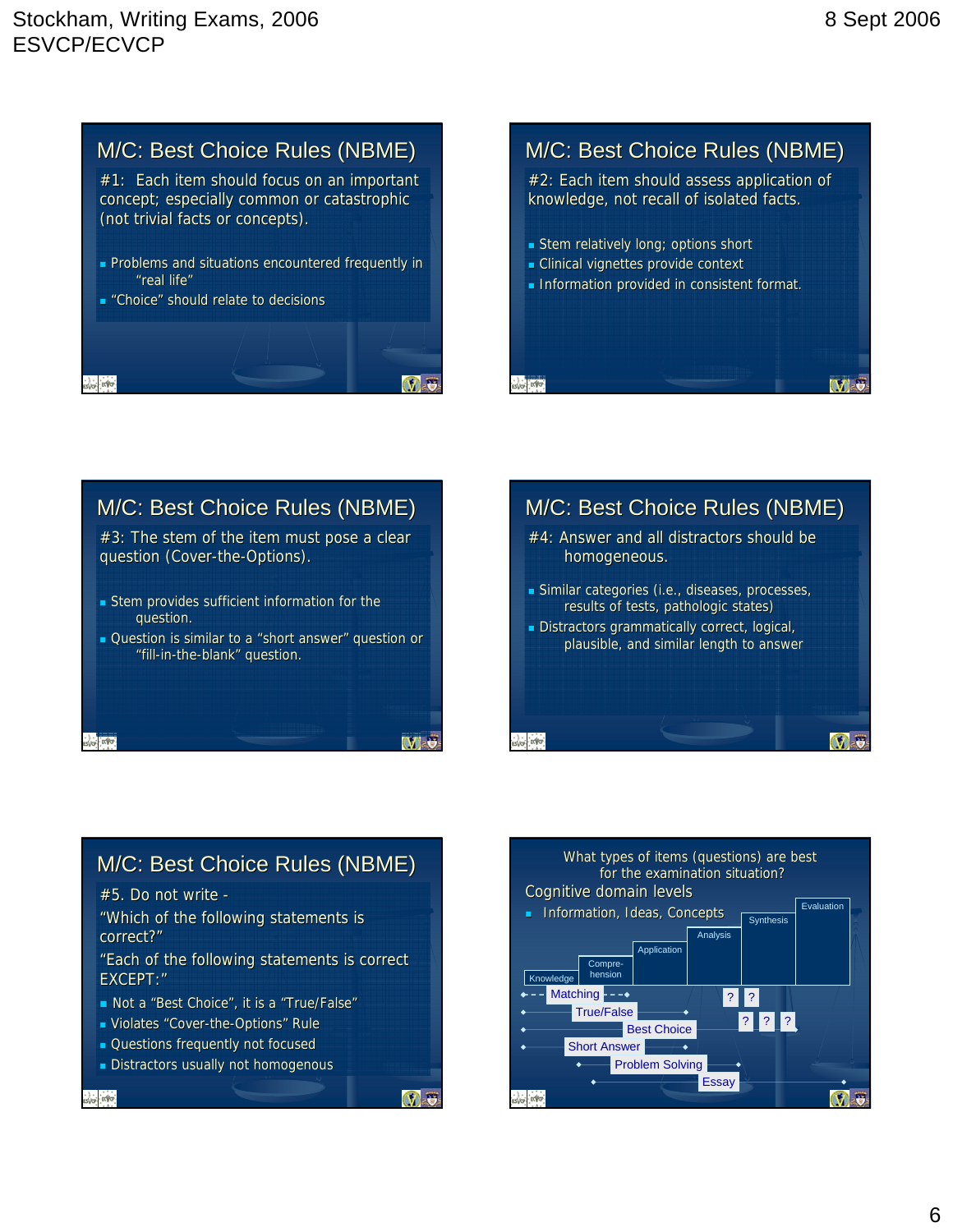## M/C: Best Choice Rules (NBME)

#1: Each item should focus on an important concept; especially common or catastrophic (not trivial facts or concepts).

- Problems and situations encountered frequently in "real life"
- "Choice" should relate to decisions

## M/C: Best Choice Rules (NBME)

#2: Each item should assess application of knowledge, not recall of isolated facts.

- Stem relatively long; options short
- Clinical vignettes provide context
- Information provided in consistent format.

## M/C: Best Choice Rules (NBME)

#3: The stem of the item must pose a clear question (Cover-the-Options).

- Stem provides sufficient information for the question.
- Question is similar to a "short answer" question or "fill-in-the-blank" question.

## M/C: Best Choice Rules (NBME)

#4: Answer and all distractors should be homogeneous.

- Similar categories (i.e., diseases, processes, results of tests, pathologic states)
- Distractors grammatically correct, logical, plausible, and similar length to answer

## M/C: Best Choice Rules (NBME)

#5. Do not write -

"Which of the following statements is correct?"

"Each of the following statements is correct EXCEPT:"

- Not a "Best Choice", it is a "True/False"
- Violates "Cover-the-Options" Rule
- Questions frequently not focused
- Distractors usually not homogenous

## What types of items (questions) are best for the examination situation?

Cognitive domain levels

- Information, Ideas, Concepts

Knowledge · Compre-hension · Application · Analysis · Synthesis · Evaluation

Matching · True/False · Best Choice · Short Answer · Problem Solving · Essay

? ? ? ? ?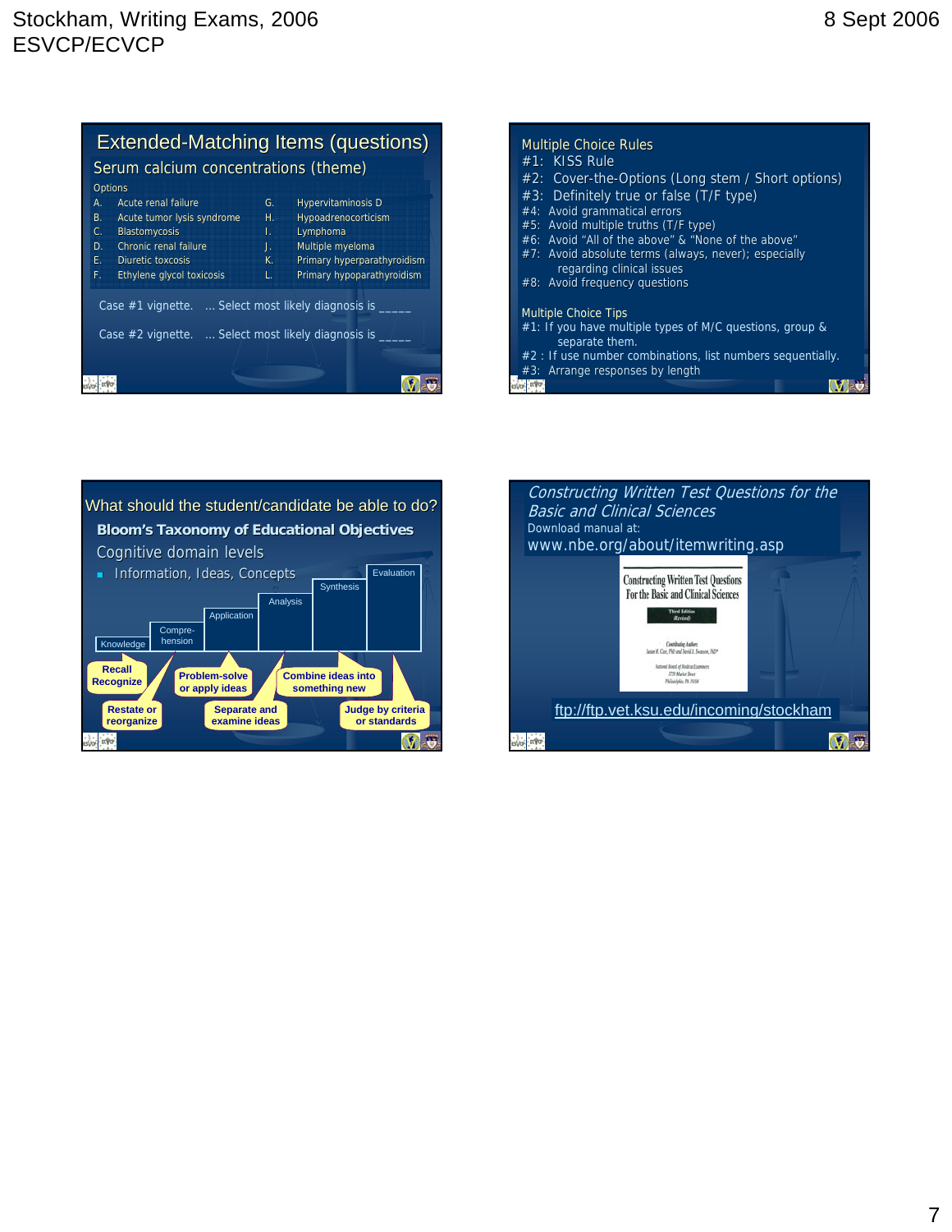## Extended-Matching Items (questions)

### Serum calcium concentrations (theme)

Options

A. Acute renal failure
B. Acute tumor lysis syndrome
C. Blastomycosis
D. Chronic renal failure
E. Diuretic toxcosis
F. Ethylene glycol toxicosis
G. Hypervitaminosis D
H. Hypoadrenocorticism
I. Lymphoma
J. Multiple myeloma
K. Primary hyperparathyroidism
L. Primary hypoparathyroidism

Case #1 vignette. … Select most likely diagnosis is _____

Case #2 vignette. … Select most likely diagnosis is _____

## Multiple Choice Rules

#1: KISS Rule
#2: Cover-the-Options (Long stem / Short options)
#3: Definitely true or false (T/F type)
#4: Avoid grammatical errors
#5: Avoid multiple truths (T/F type)
#6: Avoid "All of the above" & "None of the above"
#7: Avoid absolute terms (always, never); especially regarding clinical issues
#8: Avoid frequency questions

## Multiple Choice Tips

#1: If you have multiple types of M/C questions, group & separate them.
#2 : If use number combinations, list numbers sequentially.
#3: Arrange responses by length

## What should the student/candidate be able to do?

### Bloom's Taxonomy of Educational Objectives

Cognitive domain levels

- Information, Ideas, Concepts

Knowledge
Compre-hension
Application
Analysis
Synthesis
Evaluation

Recall Recognize
Restate or reorganize
Problem-solve or apply ideas
Separate and examine ideas
Combine ideas into something new
Judge by criteria or standards

## *Constructing Written Test Questions for the Basic and Clinical Sciences*

Download manual at:
www.nbe.org/about/itemwriting.asp

Constructing Written Test Questions For the Basic and Clinical Sciences
Third Edition (Revised)

ftp://ftp.vet.ksu.edu/incoming/stockham